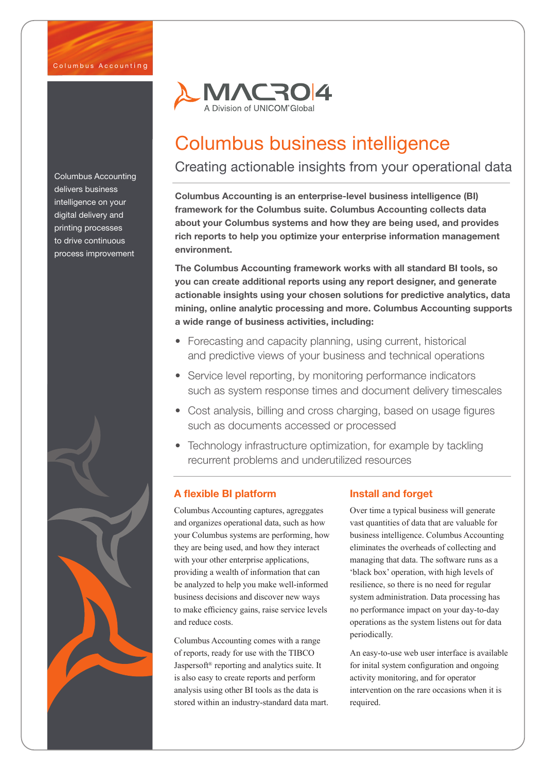Columbus Accounting

MACRO4
A Division of UNICOM® Global

# Columbus business intelligence

## Creating actionable insights from your operational data

Columbus Accounting delivers business intelligence on your digital delivery and printing processes to drive continuous process improvement

**Columbus Accounting is an enterprise-level business intelligence (BI) framework for the Columbus suite. Columbus Accounting collects data about your Columbus systems and how they are being used, and provides rich reports to help you optimize your enterprise information management environment.**

**The Columbus Accounting framework works with all standard BI tools, so you can create additional reports using any report designer, and generate actionable insights using your chosen solutions for predictive analytics, data mining, online analytic processing and more. Columbus Accounting supports a wide range of business activities, including:**

- Forecasting and capacity planning, using current, historical and predictive views of your business and technical operations
- Service level reporting, by monitoring performance indicators such as system response times and document delivery timescales
- Cost analysis, billing and cross charging, based on usage figures such as documents accessed or processed
- Technology infrastructure optimization, for example by tackling recurrent problems and underutilized resources

### A flexible BI platform

Columbus Accounting captures, agreggates and organizes operational data, such as how your Columbus systems are performing, how they are being used, and how they interact with your other enterprise applications, providing a wealth of information that can be analyzed to help you make well-informed business decisions and discover new ways to make efficiency gains, raise service levels and reduce costs.

Columbus Accounting comes with a range of reports, ready for use with the TIBCO Jaspersoft® reporting and analytics suite. It is also easy to create reports and perform analysis using other BI tools as the data is stored within an industry-standard data mart.

### Install and forget

Over time a typical business will generate vast quantities of data that are valuable for business intelligence. Columbus Accounting eliminates the overheads of collecting and managing that data. The software runs as a 'black box' operation, with high levels of resilience, so there is no need for regular system administration. Data processing has no performance impact on your day-to-day operations as the system listens out for data periodically.

An easy-to-use web user interface is available for inital system configuration and ongoing activity monitoring, and for operator intervention on the rare occasions when it is required.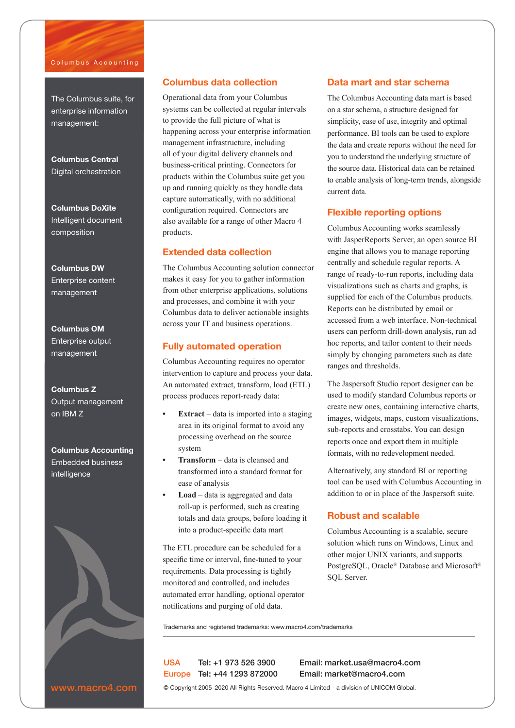Columbus Accounting

The Columbus suite, for enterprise information management:

**Columbus Central**
Digital orchestration

**Columbus DoXite**
Intelligent document composition

**Columbus DW**
Enterprise content management

**Columbus OM**
Enterprise output management

**Columbus Z**
Output management on IBM Z

**Columbus Accounting**
Embedded business intelligence

## Columbus data collection

Operational data from your Columbus systems can be collected at regular intervals to provide the full picture of what is happening across your enterprise information management infrastructure, including all of your digital delivery channels and business-critical printing. Connectors for products within the Columbus suite get you up and running quickly as they handle data capture automatically, with no additional configuration required. Connectors are also available for a range of other Macro 4 products.

## Extended data collection

The Columbus Accounting solution connector makes it easy for you to gather information from other enterprise applications, solutions and processes, and combine it with your Columbus data to deliver actionable insights across your IT and business operations.

## Fully automated operation

Columbus Accounting requires no operator intervention to capture and process your data. An automated extract, transform, load (ETL) process produces report-ready data:

- **Extract** – data is imported into a staging area in its original format to avoid any processing overhead on the source system
- **Transform** – data is cleansed and transformed into a standard format for ease of analysis
- **Load** – data is aggregated and data roll-up is performed, such as creating totals and data groups, before loading it into a product-specific data mart

The ETL procedure can be scheduled for a specific time or interval, fine-tuned to your requirements. Data processing is tightly monitored and controlled, and includes automated error handling, optional operator notifications and purging of old data.

## Data mart and star schema

The Columbus Accounting data mart is based on a star schema, a structure designed for simplicity, ease of use, integrity and optimal performance. BI tools can be used to explore the data and create reports without the need for you to understand the underlying structure of the source data. Historical data can be retained to enable analysis of long-term trends, alongside current data.

## Flexible reporting options

Columbus Accounting works seamlessly with JasperReports Server, an open source BI engine that allows you to manage reporting centrally and schedule regular reports. A range of ready-to-run reports, including data visualizations such as charts and graphs, is supplied for each of the Columbus products. Reports can be distributed by email or accessed from a web interface. Non-technical users can perform drill-down analysis, run ad hoc reports, and tailor content to their needs simply by changing parameters such as date ranges and thresholds.

The Jaspersoft Studio report designer can be used to modify standard Columbus reports or create new ones, containing interactive charts, images, widgets, maps, custom visualizations, sub-reports and crosstabs. You can design reports once and export them in multiple formats, with no redevelopment needed.

Alternatively, any standard BI or reporting tool can be used with Columbus Accounting in addition to or in place of the Jaspersoft suite.

## Robust and scalable

Columbus Accounting is a scalable, secure solution which runs on Windows, Linux and other major UNIX variants, and supports PostgreSQL, Oracle® Database and Microsoft® SQL Server.

Trademarks and registered trademarks: www.macro4.com/trademarks

| | | |
|---|---|---|
| USA | Tel: +1 973 526 3900 | Email: market.usa@macro4.com |
| Europe | Tel: +44 1293 872000 | Email: market@macro4.com |

www.macro4.com

© Copyright 2005–2020 All Rights Reserved. Macro 4 Limited – a division of UNICOM Global.